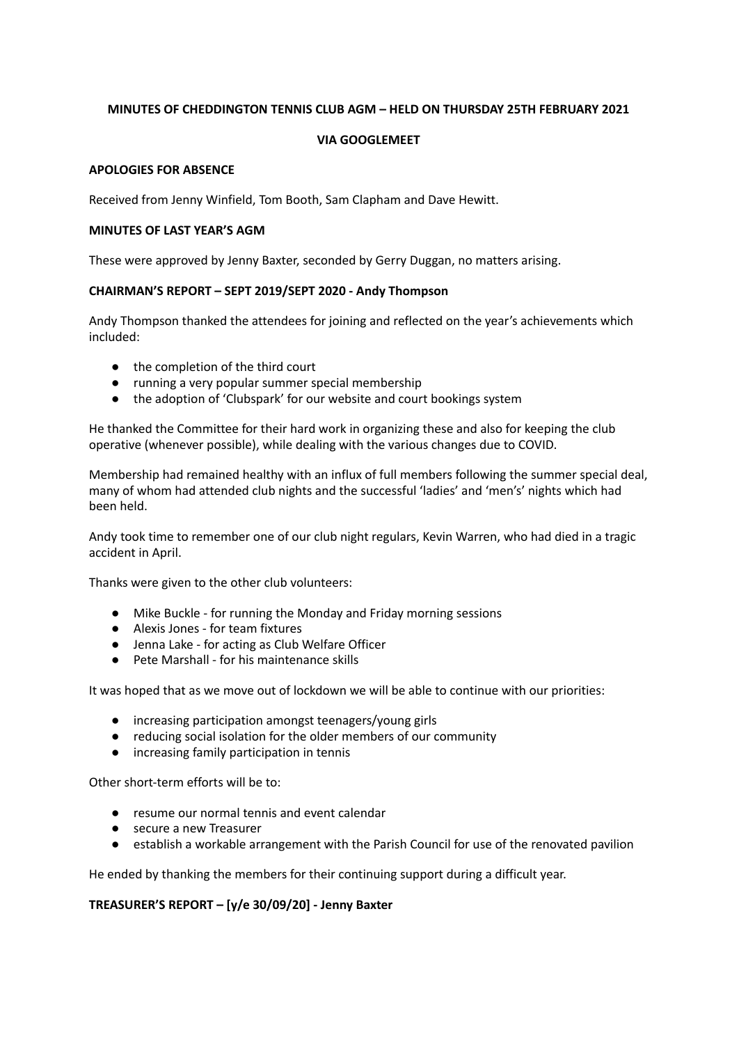**MINUTES OF CHEDDINGTON TENNIS CLUB AGM – HELD ON THURSDAY 25TH FEBRUARY 2021**

**VIA GOOGLEMEET**

**APOLOGIES FOR ABSENCE**

Received from Jenny Winfield, Tom Booth, Sam Clapham and Dave Hewitt.

**MINUTES OF LAST YEAR'S AGM**

These were approved by Jenny Baxter, seconded by Gerry Duggan, no matters arising.

**CHAIRMAN'S REPORT – SEPT 2019/SEPT 2020 - Andy Thompson**

Andy Thompson thanked the attendees for joining and reflected on the year's achievements which included:

- the completion of the third court
- running a very popular summer special membership
- the adoption of 'Clubspark' for our website and court bookings system

He thanked the Committee for their hard work in organizing these and also for keeping the club operative (whenever possible), while dealing with the various changes due to COVID.

Membership had remained healthy with an influx of full members following the summer special deal, many of whom had attended club nights and the successful 'ladies' and 'men's' nights which had been held.

Andy took time to remember one of our club night regulars, Kevin Warren, who had died in a tragic accident in April.

Thanks were given to the other club volunteers:

- Mike Buckle - for running the Monday and Friday morning sessions
- Alexis Jones - for team fixtures
- Jenna Lake - for acting as Club Welfare Officer
- Pete Marshall - for his maintenance skills

It was hoped that as we move out of lockdown we will be able to continue with our priorities:

- increasing participation amongst teenagers/young girls
- reducing social isolation for the older members of our community
- increasing family participation in tennis

Other short-term efforts will be to:

- resume our normal tennis and event calendar
- secure a new Treasurer
- establish a workable arrangement with the Parish Council for use of the renovated pavilion

He ended by thanking the members for their continuing support during a difficult year.

**TREASURER'S REPORT – [y/e 30/09/20] - Jenny Baxter**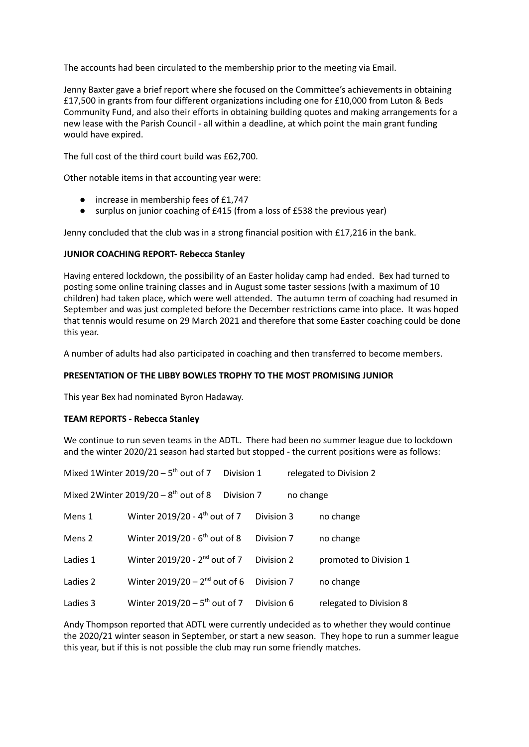The accounts had been circulated to the membership prior to the meeting via Email.

Jenny Baxter gave a brief report where she focused on the Committee's achievements in obtaining £17,500 in grants from four different organizations including one for £10,000 from Luton & Beds Community Fund, and also their efforts in obtaining building quotes and making arrangements for a new lease with the Parish Council - all within a deadline, at which point the main grant funding would have expired.

The full cost of the third court build was £62,700.

Other notable items in that accounting year were:

- increase in membership fees of £1,747
- surplus on junior coaching of £415 (from a loss of £538 the previous year)

Jenny concluded that the club was in a strong financial position with £17,216 in the bank.

**JUNIOR COACHING REPORT- Rebecca Stanley**

Having entered lockdown, the possibility of an Easter holiday camp had ended. Bex had turned to posting some online training classes and in August some taster sessions (with a maximum of 10 children) had taken place, which were well attended. The autumn term of coaching had resumed in September and was just completed before the December restrictions came into place. It was hoped that tennis would resume on 29 March 2021 and therefore that some Easter coaching could be done this year.

A number of adults had also participated in coaching and then transferred to become members.

**PRESENTATION OF THE LIBBY BOWLES TROPHY TO THE MOST PROMISING JUNIOR**

This year Bex had nominated Byron Hadaway.

**TEAM REPORTS - Rebecca Stanley**

We continue to run seven teams in the ADTL. There had been no summer league due to lockdown and the winter 2020/21 season had started but stopped - the current positions were as follows:

| | | | |
|---|---|---|---|
| Mixed 1 | Winter 2019/20 – 5th out of 7 | Division 1 | relegated to Division 2 |
| Mixed 2 | Winter 2019/20 – 8th out of 8 | Division 7 | no change |
| Mens 1 | Winter 2019/20 - 4th out of 7 | Division 3 | no change |
| Mens 2 | Winter 2019/20 - 6th out of 8 | Division 7 | no change |
| Ladies 1 | Winter 2019/20 - 2nd out of 7 | Division 2 | promoted to Division 1 |
| Ladies 2 | Winter 2019/20 – 2nd out of 6 | Division 7 | no change |
| Ladies 3 | Winter 2019/20 – 5th out of 7 | Division 6 | relegated to Division 8 |

Andy Thompson reported that ADTL were currently undecided as to whether they would continue the 2020/21 winter season in September, or start a new season. They hope to run a summer league this year, but if this is not possible the club may run some friendly matches.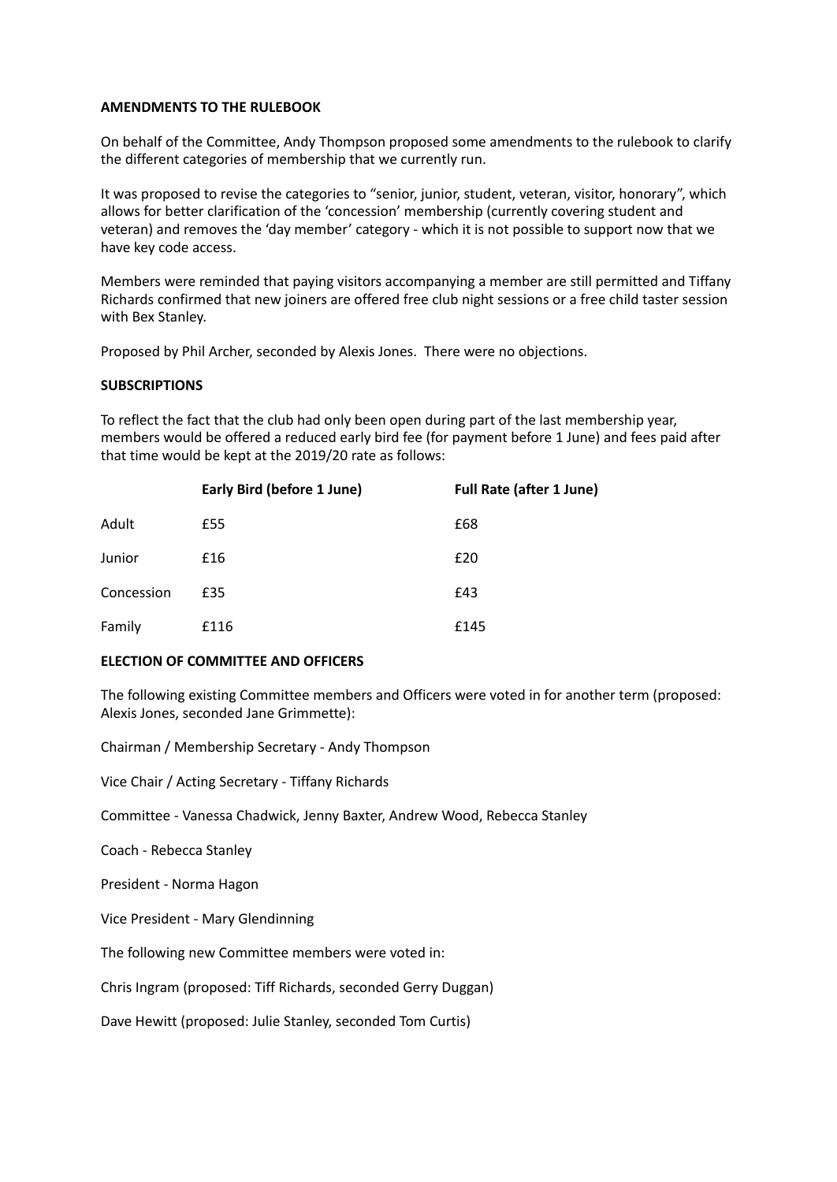**AMENDMENTS TO THE RULEBOOK**

On behalf of the Committee, Andy Thompson proposed some amendments to the rulebook to clarify the different categories of membership that we currently run.

It was proposed to revise the categories to "senior, junior, student, veteran, visitor, honorary", which allows for better clarification of the 'concession' membership (currently covering student and veteran) and removes the 'day member' category - which it is not possible to support now that we have key code access.

Members were reminded that paying visitors accompanying a member are still permitted and Tiffany Richards confirmed that new joiners are offered free club night sessions or a free child taster session with Bex Stanley.

Proposed by Phil Archer, seconded by Alexis Jones. There were no objections.

**SUBSCRIPTIONS**

To reflect the fact that the club had only been open during part of the last membership year, members would be offered a reduced early bird fee (for payment before 1 June) and fees paid after that time would be kept at the 2019/20 rate as follows:

| | **Early Bird (before 1 June)** | **Full Rate (after 1 June)** |
|---|---|---|
| Adult | £55 | £68 |
| Junior | £16 | £20 |
| Concession | £35 | £43 |
| Family | £116 | £145 |

**ELECTION OF COMMITTEE AND OFFICERS**

The following existing Committee members and Officers were voted in for another term (proposed: Alexis Jones, seconded Jane Grimmette):

Chairman / Membership Secretary - Andy Thompson

Vice Chair / Acting Secretary - Tiffany Richards

Committee - Vanessa Chadwick, Jenny Baxter, Andrew Wood, Rebecca Stanley

Coach - Rebecca Stanley

President - Norma Hagon

Vice President - Mary Glendinning

The following new Committee members were voted in:

Chris Ingram (proposed: Tiff Richards, seconded Gerry Duggan)

Dave Hewitt (proposed: Julie Stanley, seconded Tom Curtis)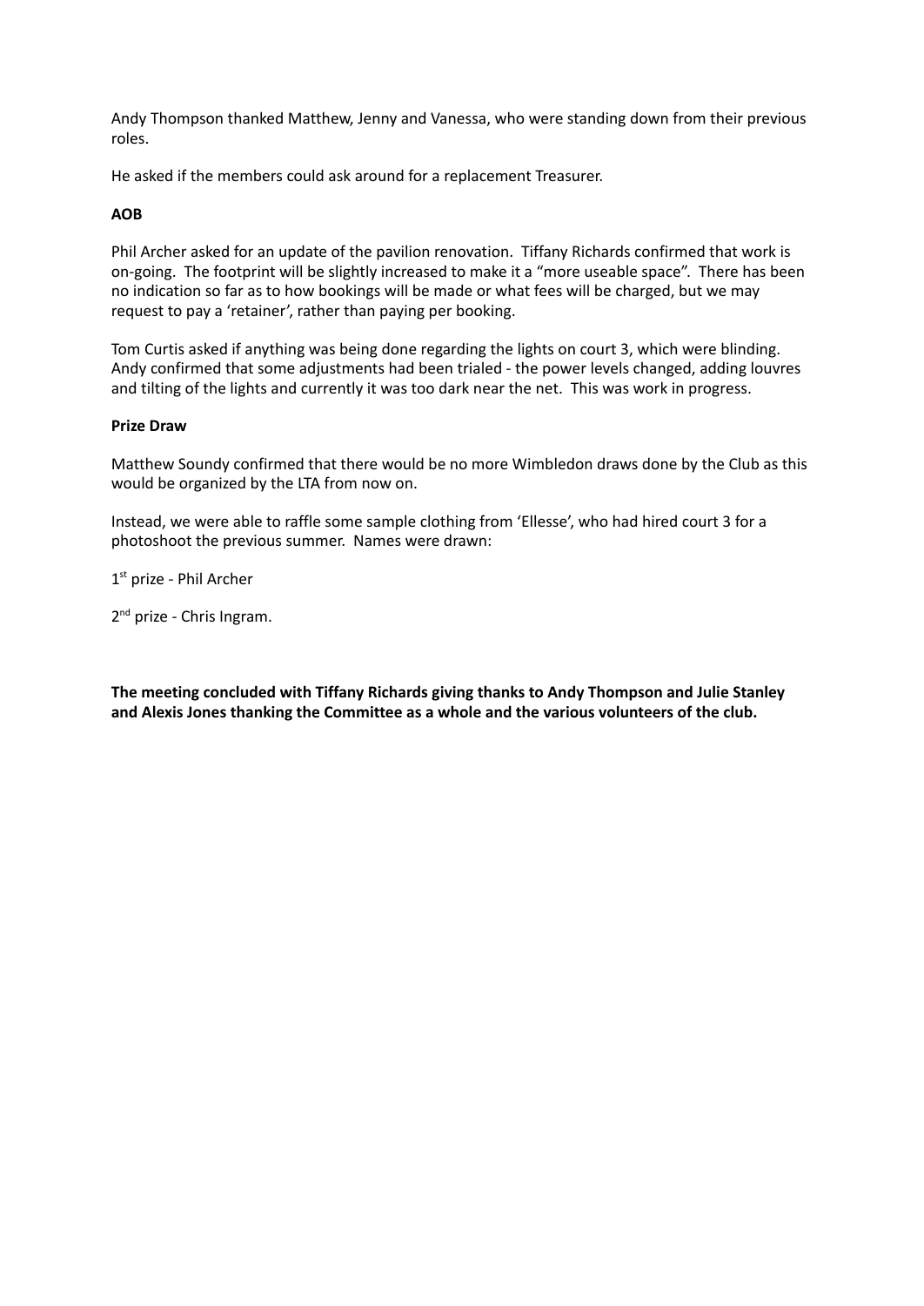Andy Thompson thanked Matthew, Jenny and Vanessa, who were standing down from their previous roles.

He asked if the members could ask around for a replacement Treasurer.

**AOB**

Phil Archer asked for an update of the pavilion renovation. Tiffany Richards confirmed that work is on-going. The footprint will be slightly increased to make it a "more useable space". There has been no indication so far as to how bookings will be made or what fees will be charged, but we may request to pay a 'retainer', rather than paying per booking.

Tom Curtis asked if anything was being done regarding the lights on court 3, which were blinding. Andy confirmed that some adjustments had been trialed - the power levels changed, adding louvres and tilting of the lights and currently it was too dark near the net. This was work in progress.

**Prize Draw**

Matthew Soundy confirmed that there would be no more Wimbledon draws done by the Club as this would be organized by the LTA from now on.

Instead, we were able to raffle some sample clothing from 'Ellesse', who had hired court 3 for a photoshoot the previous summer. Names were drawn:

1st prize - Phil Archer

2nd prize - Chris Ingram.

**The meeting concluded with Tiffany Richards giving thanks to Andy Thompson and Julie Stanley and Alexis Jones thanking the Committee as a whole and the various volunteers of the club.**